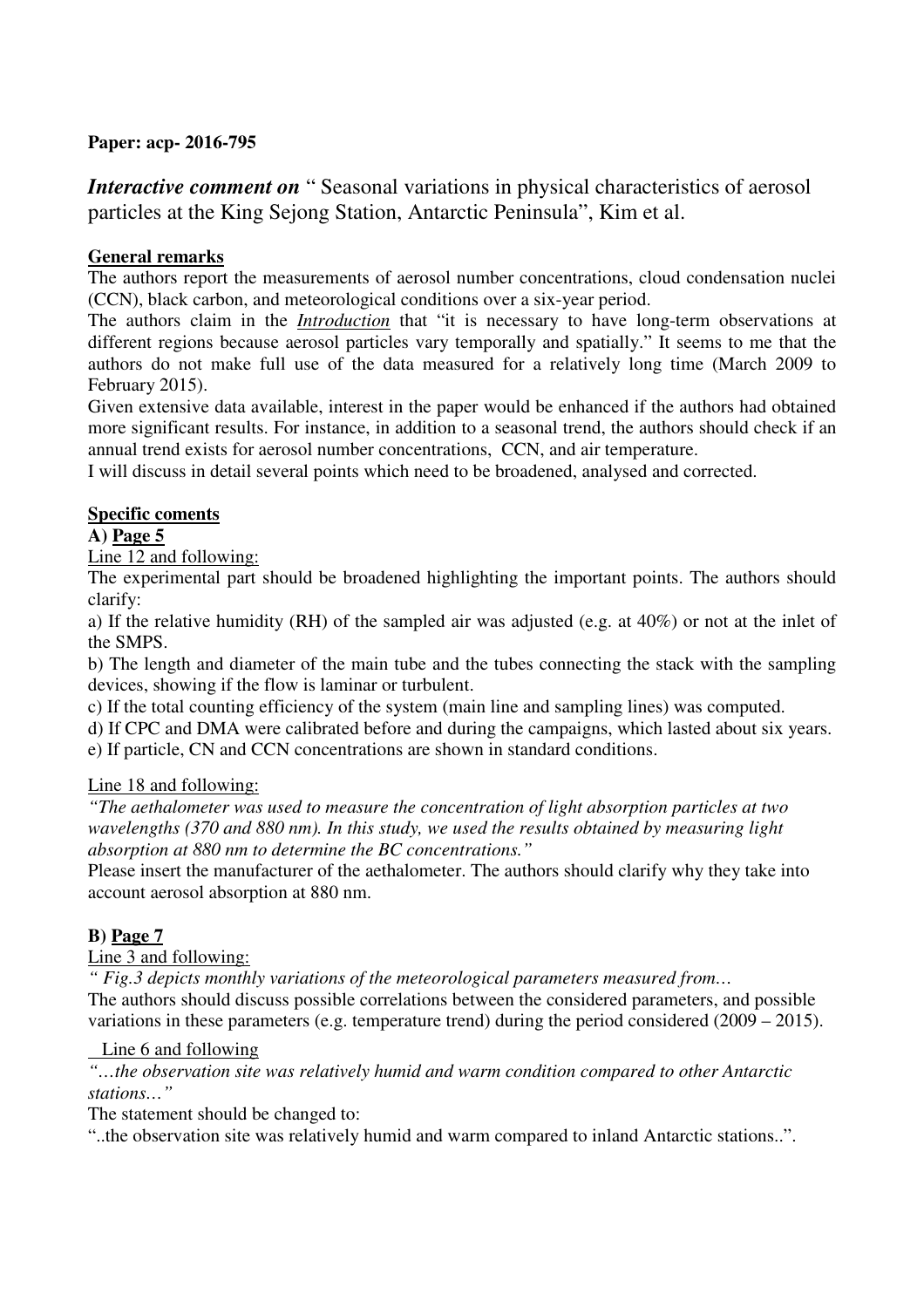**Paper: acp- 2016-795**

***Interactive comment on*** " Seasonal variations in physical characteristics of aerosol particles at the King Sejong Station, Antarctic Peninsula", Kim et al.

**General remarks**

The authors report the measurements of aerosol number concentrations, cloud condensation nuclei (CCN), black carbon, and meteorological conditions over a six-year period.

The authors claim in the ***Introduction*** that "it is necessary to have long-term observations at different regions because aerosol particles vary temporally and spatially." It seems to me that the authors do not make full use of the data measured for a relatively long time (March 2009 to February 2015).

Given extensive data available, interest in the paper would be enhanced if the authors had obtained more significant results. For instance, in addition to a seasonal trend, the authors should check if an annual trend exists for aerosol number concentrations, CCN, and air temperature.

I will discuss in detail several points which need to be broadened, analysed and corrected.

**Specific coments**

**A) Page 5**

Line 12 and following:

The experimental part should be broadened highlighting the important points. The authors should clarify:

a) If the relative humidity (RH) of the sampled air was adjusted (e.g. at 40%) or not at the inlet of the SMPS.

b) The length and diameter of the main tube and the tubes connecting the stack with the sampling devices, showing if the flow is laminar or turbulent.

c) If the total counting efficiency of the system (main line and sampling lines) was computed.

d) If CPC and DMA were calibrated before and during the campaigns, which lasted about six years.

e) If particle, CN and CCN concentrations are shown in standard conditions.

Line 18 and following:

*"The aethalometer was used to measure the concentration of light absorption particles at two wavelengths (370 and 880 nm). In this study, we used the results obtained by measuring light absorption at 880 nm to determine the BC concentrations."*

Please insert the manufacturer of the aethalometer. The authors should clarify why they take into account aerosol absorption at 880 nm.

**B) Page 7**

Line 3 and following:

*" Fig.3 depicts monthly variations of the meteorological parameters measured from…*

The authors should discuss possible correlations between the considered parameters, and possible variations in these parameters (e.g. temperature trend) during the period considered (2009 – 2015).

Line 6 and following

*"…the observation site was relatively humid and warm condition compared to other Antarctic stations…"*

The statement should be changed to:

"..the observation site was relatively humid and warm compared to inland Antarctic stations..".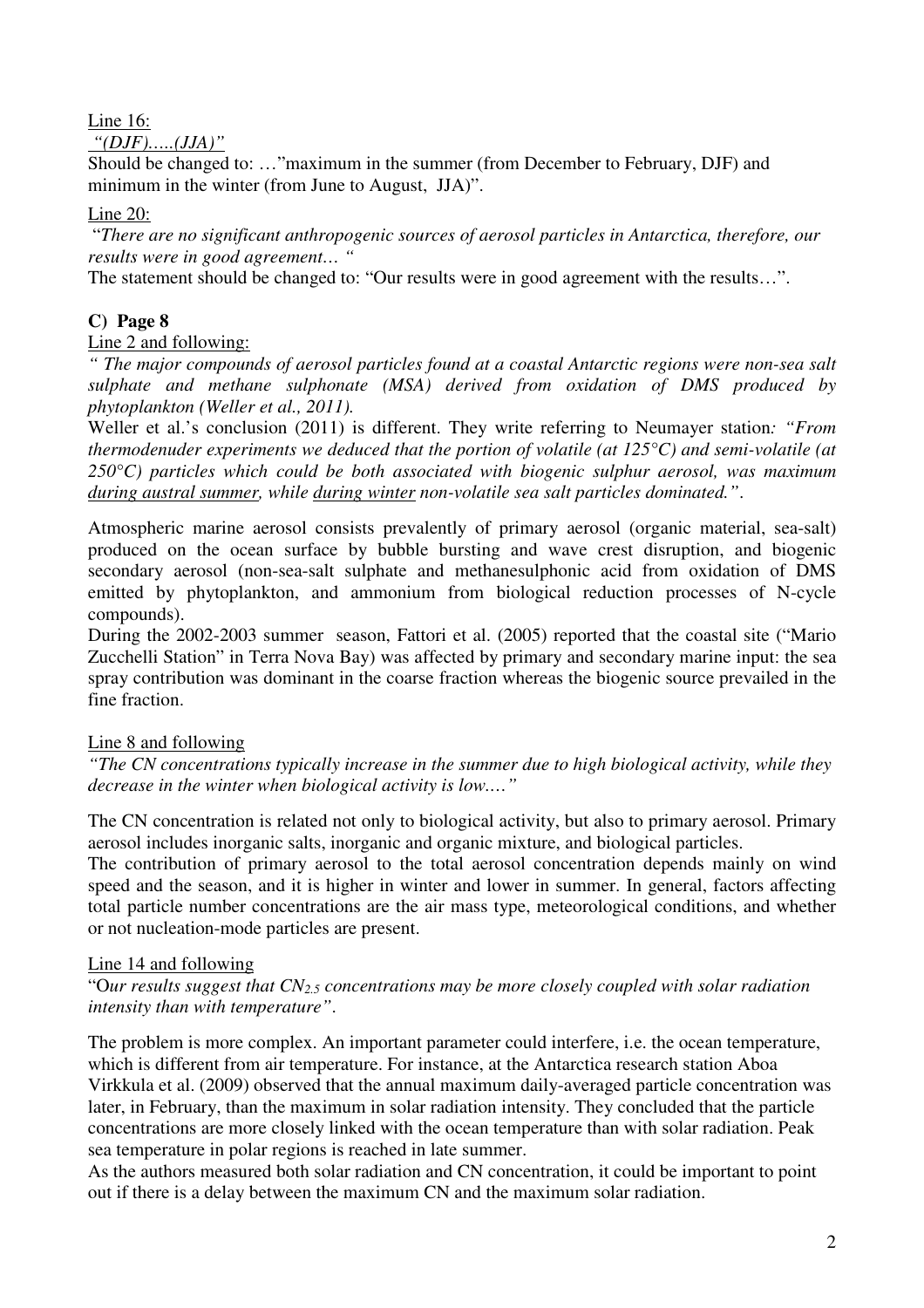<u>Line 16:</u>

<u>*"(DJF)…..(JJA)"*</u>

Should be changed to: …"maximum in the summer (from December to February, DJF) and minimum in the winter (from June to August, JJA)".

<u>Line 20:</u>

"*There are no significant anthropogenic sources of aerosol particles in Antarctica, therefore, our results were in good agreement… "*

The statement should be changed to: "Our results were in good agreement with the results…".

**C) Page 8**

<u>Line 2 and following:</u>

*" The major compounds of aerosol particles found at a coastal Antarctic regions were non-sea salt sulphate and methane sulphonate (MSA) derived from oxidation of DMS produced by phytoplankton (Weller et al., 2011).*

Weller et al.'s conclusion (2011) is different. They write referring to Neumayer station*: "From thermodenuder experiments we deduced that the portion of volatile (at 125°C) and semi-volatile (at 250°C) particles which could be both associated with biogenic sulphur aerosol, was maximum <u>during austral summer</u>, while <u>during winter</u> non-volatile sea salt particles dominated."*.

Atmospheric marine aerosol consists prevalently of primary aerosol (organic material, sea-salt) produced on the ocean surface by bubble bursting and wave crest disruption, and biogenic secondary aerosol (non-sea-salt sulphate and methanesulphonic acid from oxidation of DMS emitted by phytoplankton, and ammonium from biological reduction processes of N-cycle compounds).

During the 2002-2003 summer season, Fattori et al. (2005) reported that the coastal site ("Mario Zucchelli Station" in Terra Nova Bay) was affected by primary and secondary marine input: the sea spray contribution was dominant in the coarse fraction whereas the biogenic source prevailed in the fine fraction.

<u>Line 8 and following</u>

*"The CN concentrations typically increase in the summer due to high biological activity, while they decrease in the winter when biological activity is low.…"*

The CN concentration is related not only to biological activity, but also to primary aerosol. Primary aerosol includes inorganic salts, inorganic and organic mixture, and biological particles.

The contribution of primary aerosol to the total aerosol concentration depends mainly on wind speed and the season, and it is higher in winter and lower in summer. In general, factors affecting total particle number concentrations are the air mass type, meteorological conditions, and whether or not nucleation-mode particles are present.

<u>Line 14 and following</u>

"O*ur results suggest that $CN_{2.5}$ concentrations may be more closely coupled with solar radiation intensity than with temperature"*.

The problem is more complex. An important parameter could interfere, i.e. the ocean temperature, which is different from air temperature. For instance, at the Antarctica research station Aboa Virkkula et al. (2009) observed that the annual maximum daily-averaged particle concentration was later, in February, than the maximum in solar radiation intensity. They concluded that the particle concentrations are more closely linked with the ocean temperature than with solar radiation. Peak sea temperature in polar regions is reached in late summer.

As the authors measured both solar radiation and CN concentration, it could be important to point out if there is a delay between the maximum CN and the maximum solar radiation.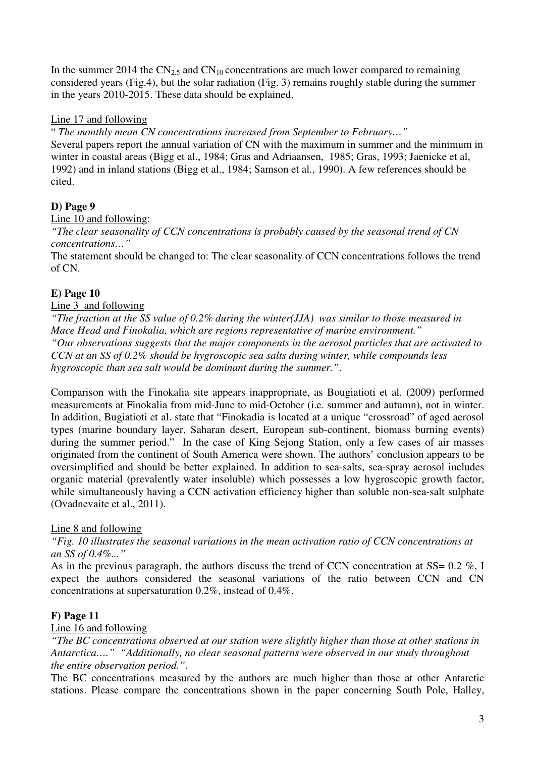In the summer 2014 the $CN_{2.5}$ and $CN_{10}$ concentrations are much lower compared to remaining considered years (Fig.4), but the solar radiation (Fig. 3) remains roughly stable during the summer in the years 2010-2015. These data should be explained.

Line 17 and following

" *The monthly mean CN concentrations increased from September to February…"*

Several papers report the annual variation of CN with the maximum in summer and the minimum in winter in coastal areas (Bigg et al., 1984; Gras and Adriaansen, 1985; Gras, 1993; Jaenicke et al, 1992) and in inland stations (Bigg et al., 1984; Samson et al., 1990). A few references should be cited.

**D) Page 9**

Line 10 and following:

*"The clear seasonality of CCN concentrations is probably caused by the seasonal trend of CN concentrations…"*

The statement should be changed to: The clear seasonality of CCN concentrations follows the trend of CN.

**E) Page 10**

Line 3 and following

*"The fraction at the SS value of 0.2% during the winter(JJA) was similar to those measured in Mace Head and Finokalia, which are regions representative of marine environment."*

*"Our observations suggests that the major components in the aerosol particles that are activated to CCN at an SS of 0.2% should be hygroscopic sea salts during winter, while compounds less hygroscopic than sea salt would be dominant during the summer."*.

Comparison with the Finokalia site appears inappropriate, as Bougiatioti et al. (2009) performed measurements at Finokalia from mid-June to mid-October (i.e. summer and autumn), not in winter. In addition, Bugiatioti et al. state that "Finokadia is located at a unique "crossroad" of aged aerosol types (marine boundary layer, Saharan desert, European sub-continent, biomass burning events) during the summer period." In the case of King Sejong Station, only a few cases of air masses originated from the continent of South America were shown. The authors' conclusion appears to be oversimplified and should be better explained. In addition to sea-salts, sea-spray aerosol includes organic material (prevalently water insoluble) which possesses a low hygroscopic growth factor, while simultaneously having a CCN activation efficiency higher than soluble non-sea-salt sulphate (Ovadnevaite et al., 2011).

Line 8 and following

*"Fig. 10 illustrates the seasonal variations in the mean activation ratio of CCN concentrations at an SS of 0.4%..."*

As in the previous paragraph, the authors discuss the trend of CCN concentration at SS= 0.2 %, I expect the authors considered the seasonal variations of the ratio between CCN and CN concentrations at supersaturation 0.2%, instead of 0.4%.

**F) Page 11**

Line 16 and following

*"The BC concentrations observed at our station were slightly higher than those at other stations in Antarctica.…" "Additionally, no clear seasonal patterns were observed in our study throughout the entire observation period."*.

The BC concentrations measured by the authors are much higher than those at other Antarctic stations. Please compare the concentrations shown in the paper concerning South Pole, Halley,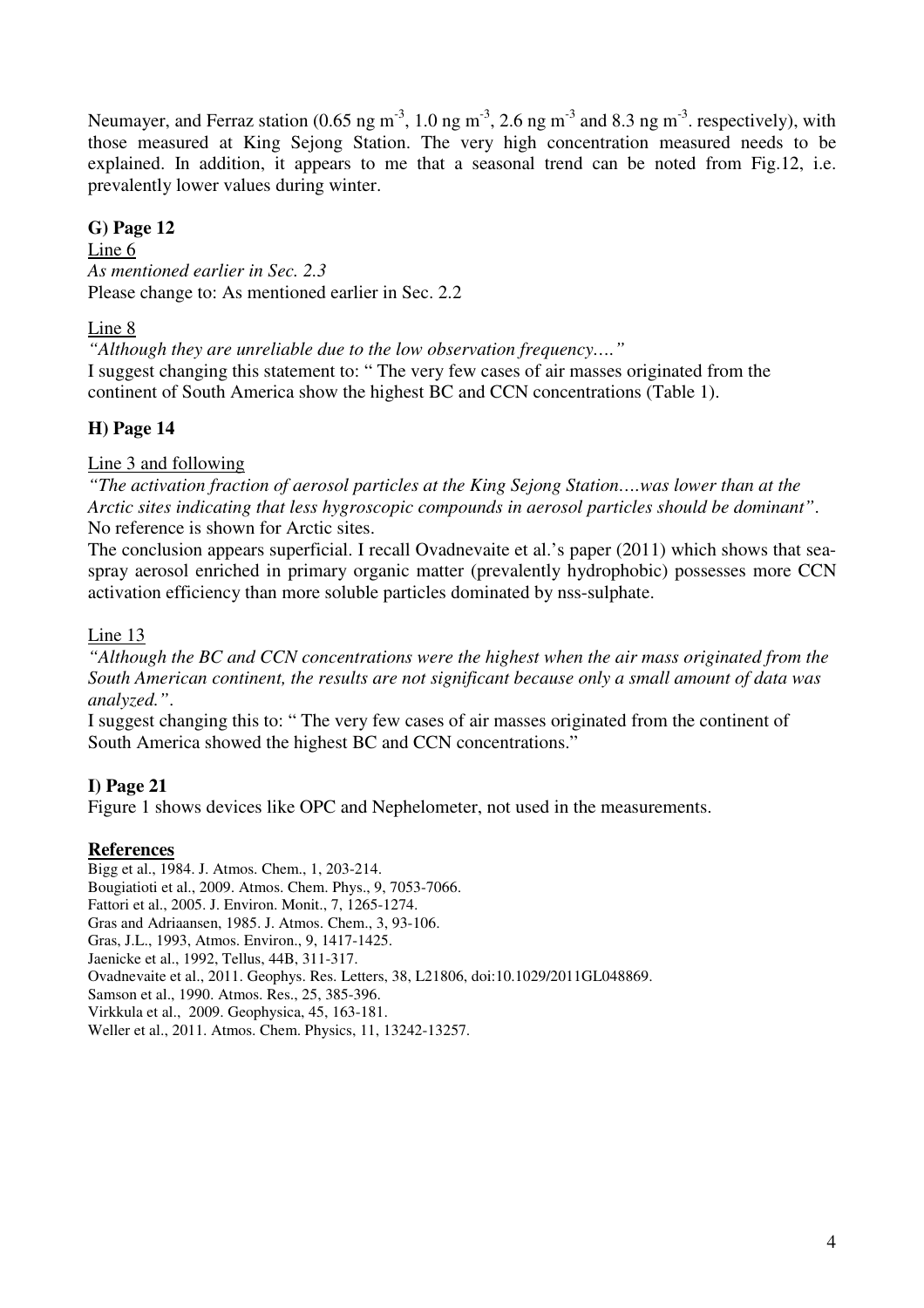Neumayer, and Ferraz station (0.65 ng $m^{-3}$, 1.0 ng $m^{-3}$, 2.6 ng $m^{-3}$ and 8.3 ng $m^{-3}$. respectively), with those measured at King Sejong Station. The very high concentration measured needs to be explained. In addition, it appears to me that a seasonal trend can be noted from Fig.12, i.e. prevalently lower values during winter.

**G) Page 12**

Line 6

*As mentioned earlier in Sec. 2.3*

Please change to: As mentioned earlier in Sec. 2.2

Line 8

*"Although they are unreliable due to the low observation frequency…."*

I suggest changing this statement to: " The very few cases of air masses originated from the continent of South America show the highest BC and CCN concentrations (Table 1).

**H) Page 14**

Line 3 and following

*"The activation fraction of aerosol particles at the King Sejong Station….was lower than at the Arctic sites indicating that less hygroscopic compounds in aerosol particles should be dominant"*.

No reference is shown for Arctic sites.

The conclusion appears superficial. I recall Ovadnevaite et al.'s paper (2011) which shows that sea-spray aerosol enriched in primary organic matter (prevalently hydrophobic) possesses more CCN activation efficiency than more soluble particles dominated by nss-sulphate.

Line 13

*"Although the BC and CCN concentrations were the highest when the air mass originated from the South American continent, the results are not significant because only a small amount of data was analyzed."*.

I suggest changing this to: " The very few cases of air masses originated from the continent of South America showed the highest BC and CCN concentrations."

**I) Page 21**

Figure 1 shows devices like OPC and Nephelometer, not used in the measurements.

**References**

Bigg et al., 1984. J. Atmos. Chem., 1, 203-214.
Bougiatioti et al., 2009. Atmos. Chem. Phys., 9, 7053-7066.
Fattori et al., 2005. J. Environ. Monit., 7, 1265-1274.
Gras and Adriaansen, 1985. J. Atmos. Chem., 3, 93-106.
Gras, J.L., 1993, Atmos. Environ., 9, 1417-1425.
Jaenicke et al., 1992, Tellus, 44B, 311-317.
Ovadnevaite et al., 2011. Geophys. Res. Letters, 38, L21806, doi:10.1029/2011GL048869.
Samson et al., 1990. Atmos. Res., 25, 385-396.
Virkkula et al., 2009. Geophysica, 45, 163-181.
Weller et al., 2011. Atmos. Chem. Physics, 11, 13242-13257.